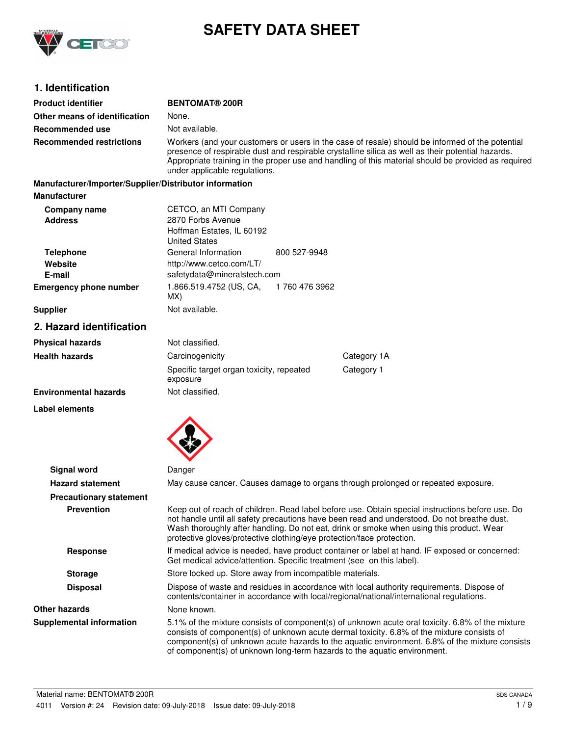# SAFETY DATA SHEET

## 1. Identification

**Product identifier** **BENTOMAT® 200R**

**Other means of identification** None.

**Recommended use** Not available.

**Recommended restrictions** Workers (and your customers or users in the case of resale) should be informed of the potential presence of respirable dust and respirable crystalline silica as well as their potential hazards. Appropriate training in the proper use and handling of this material should be provided as required under applicable regulations.

**Manufacturer/Importer/Supplier/Distributor information**

**Manufacturer**

**Company name** CETCO, an MTI Company

**Address** 2870 Forbs Avenue
Hoffman Estates, IL 60192
United States

**Telephone** General Information 800 527-9948

**Website** http://www.cetco.com/LT/

**E-mail** safetydata@mineralstech.com

**Emergency phone number** 1.866.519.4752 (US, CA, MX) 1 760 476 3962

**Supplier** Not available.

## 2. Hazard identification

**Physical hazards** Not classified.

**Health hazards** Carcinogenicity Category 1A
Specific target organ toxicity, repeated exposure Category 1

**Environmental hazards** Not classified.

**Label elements**

**Signal word** Danger

**Hazard statement** May cause cancer. Causes damage to organs through prolonged or repeated exposure.

**Precautionary statement**

**Prevention** Keep out of reach of children. Read label before use. Obtain special instructions before use. Do not handle until all safety precautions have been read and understood. Do not breathe dust. Wash thoroughly after handling. Do not eat, drink or smoke when using this product. Wear protective gloves/protective clothing/eye protection/face protection.

**Response** If medical advice is needed, have product container or label at hand. IF exposed or concerned: Get medical advice/attention. Specific treatment (see on this label).

**Storage** Store locked up. Store away from incompatible materials.

**Disposal** Dispose of waste and residues in accordance with local authority requirements. Dispose of contents/container in accordance with local/regional/national/international regulations.

**Other hazards** None known.

**Supplemental information** 5.1% of the mixture consists of component(s) of unknown acute oral toxicity. 6.8% of the mixture consists of component(s) of unknown acute dermal toxicity. 6.8% of the mixture consists of component(s) of unknown acute hazards to the aquatic environment. 6.8% of the mixture consists of component(s) of unknown long-term hazards to the aquatic environment.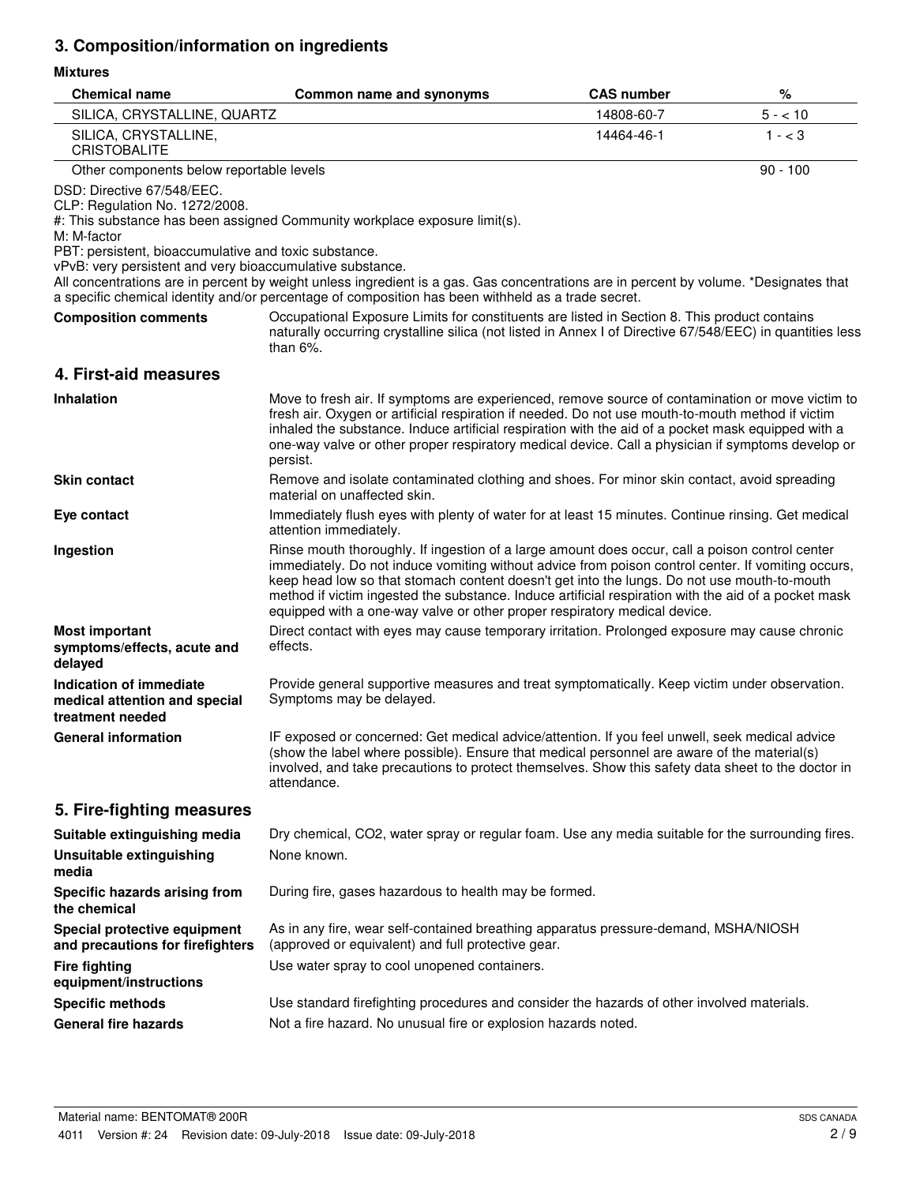## 3. Composition/information on ingredients

**Mixtures**

| Chemical name | Common name and synonyms | CAS number | % |
|---|---|---|---|
| SILICA, CRYSTALLINE, QUARTZ | | 14808-60-7 | 5 - < 10 |
| SILICA, CRYSTALLINE, CRISTOBALITE | | 14464-46-1 | 1 - < 3 |
| Other components below reportable levels | | | 90 - 100 |

DSD: Directive 67/548/EEC.
CLP: Regulation No. 1272/2008.
#: This substance has been assigned Community workplace exposure limit(s).
M: M-factor
PBT: persistent, bioaccumulative and toxic substance.
vPvB: very persistent and very bioaccumulative substance.
All concentrations are in percent by weight unless ingredient is a gas. Gas concentrations are in percent by volume. *Designates that a specific chemical identity and/or percentage of composition has been withheld as a trade secret.

**Composition comments** Occupational Exposure Limits for constituents are listed in Section 8. This product contains naturally occurring crystalline silica (not listed in Annex I of Directive 67/548/EEC) in quantities less than 6%.

## 4. First-aid measures

**Inhalation** Move to fresh air. If symptoms are experienced, remove source of contamination or move victim to fresh air. Oxygen or artificial respiration if needed. Do not use mouth-to-mouth method if victim inhaled the substance. Induce artificial respiration with the aid of a pocket mask equipped with a one-way valve or other proper respiratory medical device. Call a physician if symptoms develop or persist.

**Skin contact** Remove and isolate contaminated clothing and shoes. For minor skin contact, avoid spreading material on unaffected skin.

**Eye contact** Immediately flush eyes with plenty of water for at least 15 minutes. Continue rinsing. Get medical attention immediately.

**Ingestion** Rinse mouth thoroughly. If ingestion of a large amount does occur, call a poison control center immediately. Do not induce vomiting without advice from poison control center. If vomiting occurs, keep head low so that stomach content doesn't get into the lungs. Do not use mouth-to-mouth method if victim ingested the substance. Induce artificial respiration with the aid of a pocket mask equipped with a one-way valve or other proper respiratory medical device.

**Most important symptoms/effects, acute and delayed** Direct contact with eyes may cause temporary irritation. Prolonged exposure may cause chronic effects.

**Indication of immediate medical attention and special treatment needed** Provide general supportive measures and treat symptomatically. Keep victim under observation. Symptoms may be delayed.

**General information** IF exposed or concerned: Get medical advice/attention. If you feel unwell, seek medical advice (show the label where possible). Ensure that medical personnel are aware of the material(s) involved, and take precautions to protect themselves. Show this safety data sheet to the doctor in attendance.

## 5. Fire-fighting measures

**Suitable extinguishing media** Dry chemical, $CO_2$, water spray or regular foam. Use any media suitable for the surrounding fires.

**Unsuitable extinguishing media** None known.

**Specific hazards arising from the chemical** During fire, gases hazardous to health may be formed.

**Special protective equipment and precautions for firefighters** As in any fire, wear self-contained breathing apparatus pressure-demand, MSHA/NIOSH (approved or equivalent) and full protective gear.

**Fire fighting equipment/instructions** Use water spray to cool unopened containers.

**Specific methods** Use standard firefighting procedures and consider the hazards of other involved materials.

**General fire hazards** Not a fire hazard. No unusual fire or explosion hazards noted.

Material name: BENTOMAT® 200R
4011 Version #: 24 Revision date: 09-July-2018 Issue date: 09-July-2018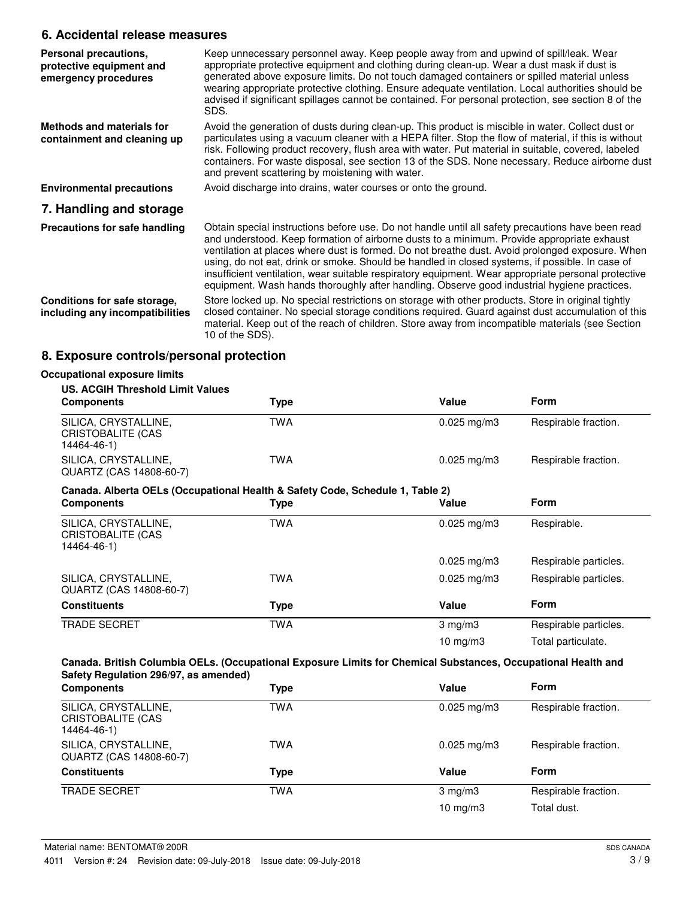## 6. Accidental release measures

**Personal precautions, protective equipment and emergency procedures**

Keep unnecessary personnel away. Keep people away from and upwind of spill/leak. Wear appropriate protective equipment and clothing during clean-up. Wear a dust mask if dust is generated above exposure limits. Do not touch damaged containers or spilled material unless wearing appropriate protective clothing. Ensure adequate ventilation. Local authorities should be advised if significant spillages cannot be contained. For personal protection, see section 8 of the SDS.

**Methods and materials for containment and cleaning up**

Avoid the generation of dusts during clean-up. This product is miscible in water. Collect dust or particulates using a vacuum cleaner with a HEPA filter. Stop the flow of material, if this is without risk. Following product recovery, flush area with water. Put material in suitable, covered, labeled containers. For waste disposal, see section 13 of the SDS. None necessary. Reduce airborne dust and prevent scattering by moistening with water.

**Environmental precautions**

Avoid discharge into drains, water courses or onto the ground.

## 7. Handling and storage

**Precautions for safe handling**

Obtain special instructions before use. Do not handle until all safety precautions have been read and understood. Keep formation of airborne dusts to a minimum. Provide appropriate exhaust ventilation at places where dust is formed. Do not breathe dust. Avoid prolonged exposure. When using, do not eat, drink or smoke. Should be handled in closed systems, if possible. In case of insufficient ventilation, wear suitable respiratory equipment. Wear appropriate personal protective equipment. Wash hands thoroughly after handling. Observe good industrial hygiene practices.

**Conditions for safe storage, including any incompatibilities**

Store locked up. No special restrictions on storage with other products. Store in original tightly closed container. No special storage conditions required. Guard against dust accumulation of this material. Keep out of the reach of children. Store away from incompatible materials (see Section 10 of the SDS).

## 8. Exposure controls/personal protection

**Occupational exposure limits**

**US. ACGIH Threshold Limit Values**

| Components | Type | Value | Form |
|---|---|---|---|
| SILICA, CRYSTALLINE, CRISTOBALITE (CAS 14464-46-1) | TWA | 0.025 mg/m3 | Respirable fraction. |
| SILICA, CRYSTALLINE, QUARTZ (CAS 14808-60-7) | TWA | 0.025 mg/m3 | Respirable fraction. |

**Canada. Alberta OELs (Occupational Health & Safety Code, Schedule 1, Table 2)**

| Components | Type | Value | Form |
|---|---|---|---|
| SILICA, CRYSTALLINE, CRISTOBALITE (CAS 14464-46-1) | TWA | 0.025 mg/m3 | Respirable. |
| | | 0.025 mg/m3 | Respirable particles. |
| SILICA, CRYSTALLINE, QUARTZ (CAS 14808-60-7) | TWA | 0.025 mg/m3 | Respirable particles. |
| **Constituents** | **Type** | **Value** | **Form** |
| TRADE SECRET | TWA | 3 mg/m3 | Respirable particles. |
| | | 10 mg/m3 | Total particulate. |

**Canada. British Columbia OELs. (Occupational Exposure Limits for Chemical Substances, Occupational Health and Safety Regulation 296/97, as amended)**

| Components | Type | Value | Form |
|---|---|---|---|
| SILICA, CRYSTALLINE, CRISTOBALITE (CAS 14464-46-1) | TWA | 0.025 mg/m3 | Respirable fraction. |
| SILICA, CRYSTALLINE, QUARTZ (CAS 14808-60-7) | TWA | 0.025 mg/m3 | Respirable fraction. |
| **Constituents** | **Type** | **Value** | **Form** |
| TRADE SECRET | TWA | 3 mg/m3 | Respirable fraction. |
| | | 10 mg/m3 | Total dust. |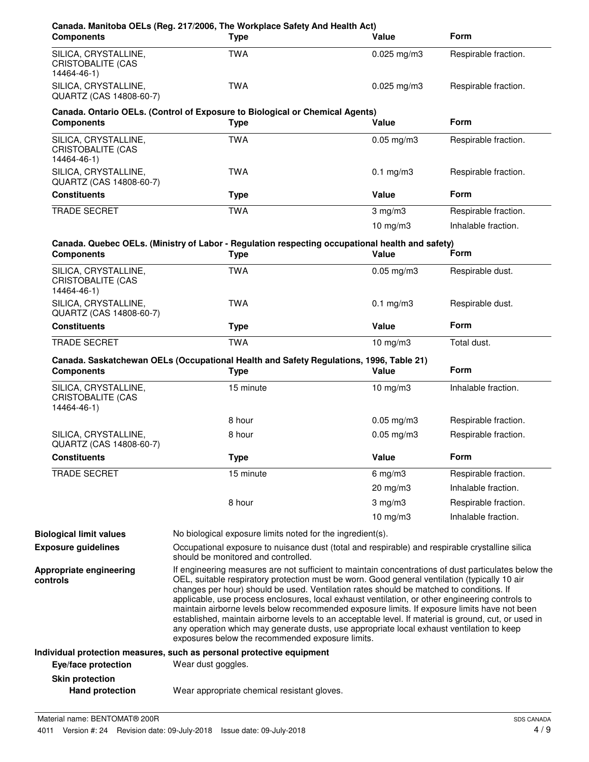**Canada. Manitoba OELs (Reg. 217/2006, The Workplace Safety And Health Act)**

| Components | Type | Value | Form |
|---|---|---|---|
| SILICA, CRYSTALLINE, CRISTOBALITE (CAS 14464-46-1) | TWA | 0.025 mg/m3 | Respirable fraction. |
| SILICA, CRYSTALLINE, QUARTZ (CAS 14808-60-7) | TWA | 0.025 mg/m3 | Respirable fraction. |

**Canada. Ontario OELs. (Control of Exposure to Biological or Chemical Agents)**

| Components | Type | Value | Form |
|---|---|---|---|
| SILICA, CRYSTALLINE, CRISTOBALITE (CAS 14464-46-1) | TWA | 0.05 mg/m3 | Respirable fraction. |
| SILICA, CRYSTALLINE, QUARTZ (CAS 14808-60-7) | TWA | 0.1 mg/m3 | Respirable fraction. |

| Constituents | Type | Value | Form |
|---|---|---|---|
| TRADE SECRET | TWA | 3 mg/m3 | Respirable fraction. |
| | | 10 mg/m3 | Inhalable fraction. |

**Canada. Quebec OELs. (Ministry of Labor - Regulation respecting occupational health and safety)**

| Components | Type | Value | Form |
|---|---|---|---|
| SILICA, CRYSTALLINE, CRISTOBALITE (CAS 14464-46-1) | TWA | 0.05 mg/m3 | Respirable dust. |
| SILICA, CRYSTALLINE, QUARTZ (CAS 14808-60-7) | TWA | 0.1 mg/m3 | Respirable dust. |

| Constituents | Type | Value | Form |
|---|---|---|---|
| TRADE SECRET | TWA | 10 mg/m3 | Total dust. |

**Canada. Saskatchewan OELs (Occupational Health and Safety Regulations, 1996, Table 21)**

| Components | Type | Value | Form |
|---|---|---|---|
| SILICA, CRYSTALLINE, CRISTOBALITE (CAS 14464-46-1) | 15 minute | 10 mg/m3 | Inhalable fraction. |
| | 8 hour | 0.05 mg/m3 | Respirable fraction. |
| SILICA, CRYSTALLINE, QUARTZ (CAS 14808-60-7) | 8 hour | 0.05 mg/m3 | Respirable fraction. |

| Constituents | Type | Value | Form |
|---|---|---|---|
| TRADE SECRET | 15 minute | 6 mg/m3 | Respirable fraction. |
| | | 20 mg/m3 | Inhalable fraction. |
| | 8 hour | 3 mg/m3 | Respirable fraction. |
| | | 10 mg/m3 | Inhalable fraction. |

**Biological limit values** No biological exposure limits noted for the ingredient(s).

**Exposure guidelines** Occupational exposure to nuisance dust (total and respirable) and respirable crystalline silica should be monitored and controlled.

**Appropriate engineering controls** If engineering measures are not sufficient to maintain concentrations of dust particulates below the OEL, suitable respiratory protection must be worn. Good general ventilation (typically 10 air changes per hour) should be used. Ventilation rates should be matched to conditions. If applicable, use process enclosures, local exhaust ventilation, or other engineering controls to maintain airborne levels below recommended exposure limits. If exposure limits have not been established, maintain airborne levels to an acceptable level. If material is ground, cut, or used in any operation which may generate dusts, use appropriate local exhaust ventilation to keep exposures below the recommended exposure limits.

**Individual protection measures, such as personal protective equipment**

**Eye/face protection** Wear dust goggles.

**Skin protection**

**Hand protection** Wear appropriate chemical resistant gloves.

Material name: BENTOMAT® 200R

4011 Version #: 24 Revision date: 09-July-2018 Issue date: 09-July-2018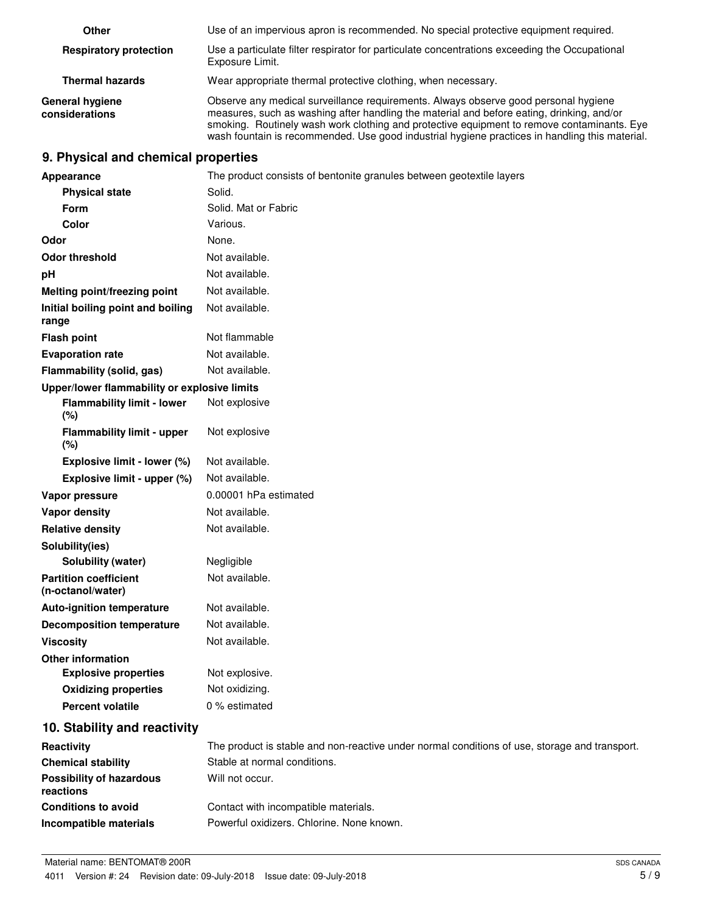| | |
|---|---|
| **Other** | Use of an impervious apron is recommended. No special protective equipment required. |
| **Respiratory protection** | Use a particulate filter respirator for particulate concentrations exceeding the Occupational Exposure Limit. |
| **Thermal hazards** | Wear appropriate thermal protective clothing, when necessary. |
| **General hygiene considerations** | Observe any medical surveillance requirements. Always observe good personal hygiene measures, such as washing after handling the material and before eating, drinking, and/or smoking. Routinely wash work clothing and protective equipment to remove contaminants. Eye wash fountain is recommended. Use good industrial hygiene practices in handling this material. |

## 9. Physical and chemical properties

| | |
|---|---|
| **Appearance** | The product consists of bentonite granules between geotextile layers |
| **Physical state** | Solid. |
| **Form** | Solid. Mat or Fabric |
| **Color** | Various. |
| **Odor** | None. |
| **Odor threshold** | Not available. |
| **pH** | Not available. |
| **Melting point/freezing point** | Not available. |
| **Initial boiling point and boiling range** | Not available. |
| **Flash point** | Not flammable |
| **Evaporation rate** | Not available. |
| **Flammability (solid, gas)** | Not available. |
| **Upper/lower flammability or explosive limits** | |
| **Flammability limit - lower (%)** | Not explosive |
| **Flammability limit - upper (%)** | Not explosive |
| **Explosive limit - lower (%)** | Not available. |
| **Explosive limit - upper (%)** | Not available. |
| **Vapor pressure** | 0.00001 hPa estimated |
| **Vapor density** | Not available. |
| **Relative density** | Not available. |
| **Solubility(ies)** | |
| **Solubility (water)** | Negligible |
| **Partition coefficient (n-octanol/water)** | Not available. |
| **Auto-ignition temperature** | Not available. |
| **Decomposition temperature** | Not available. |
| **Viscosity** | Not available. |
| **Other information** | |
| **Explosive properties** | Not explosive. |
| **Oxidizing properties** | Not oxidizing. |
| **Percent volatile** | 0 % estimated |

## 10. Stability and reactivity

| | |
|---|---|
| **Reactivity** | The product is stable and non-reactive under normal conditions of use, storage and transport. |
| **Chemical stability** | Stable at normal conditions. |
| **Possibility of hazardous reactions** | Will not occur. |
| **Conditions to avoid** | Contact with incompatible materials. |
| **Incompatible materials** | Powerful oxidizers. Chlorine. None known. |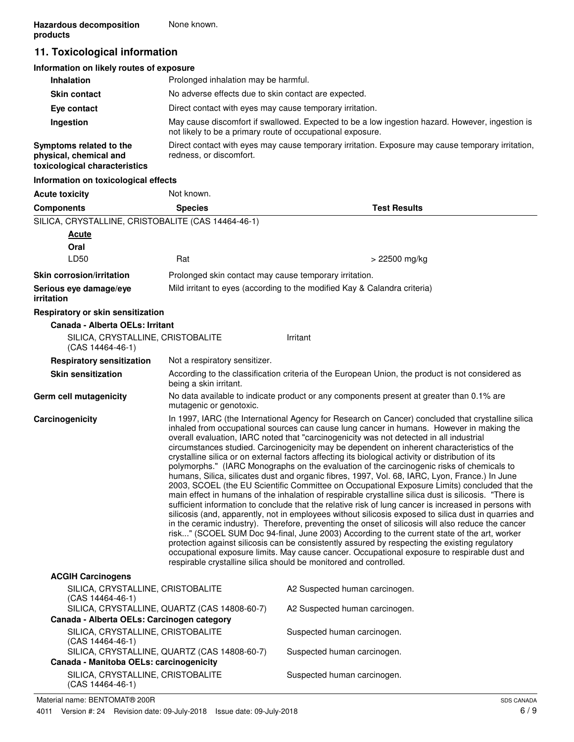**Hazardous decomposition products** None known.

## 11. Toxicological information

**Information on likely routes of exposure**

**Inhalation** Prolonged inhalation may be harmful.

**Skin contact** No adverse effects due to skin contact are expected.

**Eye contact** Direct contact with eyes may cause temporary irritation.

**Ingestion** May cause discomfort if swallowed. Expected to be a low ingestion hazard. However, ingestion is not likely to be a primary route of occupational exposure.

**Symptoms related to the physical, chemical and toxicological characteristics** Direct contact with eyes may cause temporary irritation. Exposure may cause temporary irritation, redness, or discomfort.

**Information on toxicological effects**

**Acute toxicity** Not known.

| Components | Species | Test Results |
|---|---|---|
| SILICA, CRYSTALLINE, CRISTOBALITE (CAS 14464-46-1) | | |
| **Acute** | | |
| **Oral** | | |
| LD50 | Rat | > 22500 mg/kg |

**Skin corrosion/irritation** Prolonged skin contact may cause temporary irritation.

**Serious eye damage/eye irritation** Mild irritant to eyes (according to the modified Kay & Calandra criteria)

**Respiratory or skin sensitization**

**Canada - Alberta OELs: Irritant**

SILICA, CRYSTALLINE, CRISTOBALITE (CAS 14464-46-1) Irritant

**Respiratory sensitization** Not a respiratory sensitizer.

**Skin sensitization** According to the classification criteria of the European Union, the product is not considered as being a skin irritant.

**Germ cell mutagenicity** No data available to indicate product or any components present at greater than 0.1% are mutagenic or genotoxic.

**Carcinogenicity** In 1997, IARC (the International Agency for Research on Cancer) concluded that crystalline silica inhaled from occupational sources can cause lung cancer in humans. However in making the overall evaluation, IARC noted that "carcinogenicity was not detected in all industrial circumstances studied. Carcinogenicity may be dependent on inherent characteristics of the crystalline silica or on external factors affecting its biological activity or distribution of its polymorphs." (IARC Monographs on the evaluation of the carcinogenic risks of chemicals to humans, Silica, silicates dust and organic fibres, 1997, Vol. 68, IARC, Lyon, France.) In June 2003, SCOEL (the EU Scientific Committee on Occupational Exposure Limits) concluded that the main effect in humans of the inhalation of respirable crystalline silica dust is silicosis. "There is sufficient information to conclude that the relative risk of lung cancer is increased in persons with silicosis (and, apparently, not in employees without silicosis exposed to silica dust in quarries and in the ceramic industry). Therefore, preventing the onset of silicosis will also reduce the cancer risk..." (SCOEL SUM Doc 94-final, June 2003) According to the current state of the art, worker protection against silicosis can be consistently assured by respecting the existing regulatory occupational exposure limits. May cause cancer. Occupational exposure to respirable dust and respirable crystalline silica should be monitored and controlled.

**ACGIH Carcinogens**

| | |
|---|---|
| SILICA, CRYSTALLINE, CRISTOBALITE (CAS 14464-46-1) | A2 Suspected human carcinogen. |
| SILICA, CRYSTALLINE, QUARTZ (CAS 14808-60-7) | A2 Suspected human carcinogen. |

**Canada - Alberta OELs: Carcinogen category**

| | |
|---|---|
| SILICA, CRYSTALLINE, CRISTOBALITE (CAS 14464-46-1) | Suspected human carcinogen. |
| SILICA, CRYSTALLINE, QUARTZ (CAS 14808-60-7) | Suspected human carcinogen. |

**Canada - Manitoba OELs: carcinogenicity**

| | |
|---|---|
| SILICA, CRYSTALLINE, CRISTOBALITE (CAS 14464-46-1) | Suspected human carcinogen. |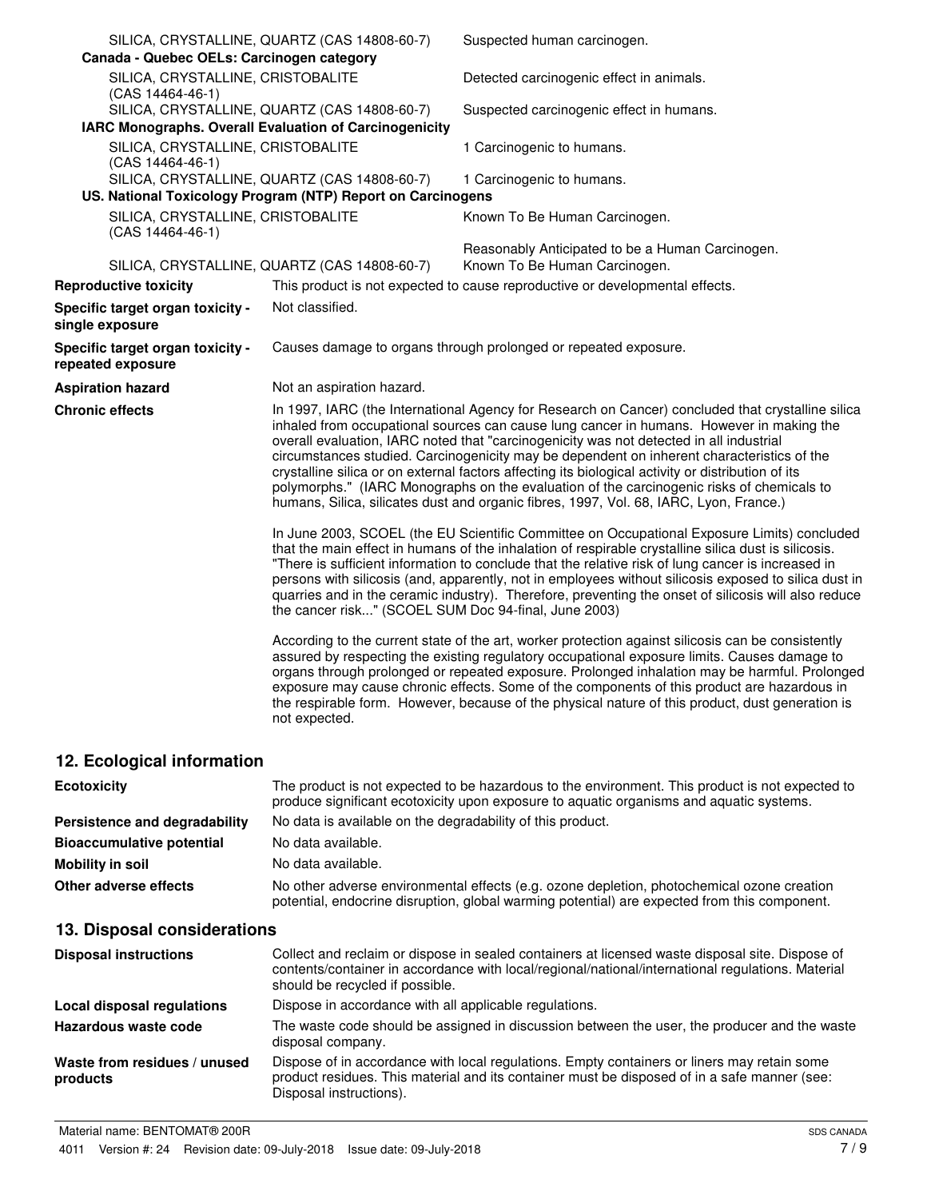| | |
|---|---|
| SILICA, CRYSTALLINE, QUARTZ (CAS 14808-60-7) | Suspected human carcinogen. |
| **Canada - Quebec OELs: Carcinogen category** | |
| SILICA, CRYSTALLINE, CRISTOBALITE (CAS 14464-46-1) | Detected carcinogenic effect in animals. |
| SILICA, CRYSTALLINE, QUARTZ (CAS 14808-60-7) | Suspected carcinogenic effect in humans. |
| **IARC Monographs. Overall Evaluation of Carcinogenicity** | |
| SILICA, CRYSTALLINE, CRISTOBALITE (CAS 14464-46-1) | 1 Carcinogenic to humans. |
| SILICA, CRYSTALLINE, QUARTZ (CAS 14808-60-7) | 1 Carcinogenic to humans. |
| **US. National Toxicology Program (NTP) Report on Carcinogens** | |
| SILICA, CRYSTALLINE, CRISTOBALITE (CAS 14464-46-1) | Known To Be Human Carcinogen. |
| | Reasonably Anticipated to be a Human Carcinogen. |
| SILICA, CRYSTALLINE, QUARTZ (CAS 14808-60-7) | Known To Be Human Carcinogen. |

| | |
|---|---|
| **Reproductive toxicity** | This product is not expected to cause reproductive or developmental effects. |
| **Specific target organ toxicity - single exposure** | Not classified. |
| **Specific target organ toxicity - repeated exposure** | Causes damage to organs through prolonged or repeated exposure. |
| **Aspiration hazard** | Not an aspiration hazard. |

**Chronic effects**

In 1997, IARC (the International Agency for Research on Cancer) concluded that crystalline silica inhaled from occupational sources can cause lung cancer in humans. However in making the overall evaluation, IARC noted that "carcinogenicity was not detected in all industrial circumstances studied. Carcinogenicity may be dependent on inherent characteristics of the crystalline silica or on external factors affecting its biological activity or distribution of its polymorphs." (IARC Monographs on the evaluation of the carcinogenic risks of chemicals to humans, Silica, silicates dust and organic fibres, 1997, Vol. 68, IARC, Lyon, France.)

In June 2003, SCOEL (the EU Scientific Committee on Occupational Exposure Limits) concluded that the main effect in humans of the inhalation of respirable crystalline silica dust is silicosis. "There is sufficient information to conclude that the relative risk of lung cancer is increased in persons with silicosis (and, apparently, not in employees without silicosis exposed to silica dust in quarries and in the ceramic industry). Therefore, preventing the onset of silicosis will also reduce the cancer risk..." (SCOEL SUM Doc 94-final, June 2003)

According to the current state of the art, worker protection against silicosis can be consistently assured by respecting the existing regulatory occupational exposure limits. Causes damage to organs through prolonged or repeated exposure. Prolonged inhalation may be harmful. Prolonged exposure may cause chronic effects. Some of the components of this product are hazardous in the respirable form. However, because of the physical nature of this product, dust generation is not expected.

## 12. Ecological information

| | |
|---|---|
| **Ecotoxicity** | The product is not expected to be hazardous to the environment. This product is not expected to produce significant ecotoxicity upon exposure to aquatic organisms and aquatic systems. |
| **Persistence and degradability** | No data is available on the degradability of this product. |
| **Bioaccumulative potential** | No data available. |
| **Mobility in soil** | No data available. |
| **Other adverse effects** | No other adverse environmental effects (e.g. ozone depletion, photochemical ozone creation potential, endocrine disruption, global warming potential) are expected from this component. |

## 13. Disposal considerations

| | |
|---|---|
| **Disposal instructions** | Collect and reclaim or dispose in sealed containers at licensed waste disposal site. Dispose of contents/container in accordance with local/regional/national/international regulations. Material should be recycled if possible. |
| **Local disposal regulations** | Dispose in accordance with all applicable regulations. |
| **Hazardous waste code** | The waste code should be assigned in discussion between the user, the producer and the waste disposal company. |
| **Waste from residues / unused products** | Dispose of in accordance with local regulations. Empty containers or liners may retain some product residues. This material and its container must be disposed of in a safe manner (see: Disposal instructions). |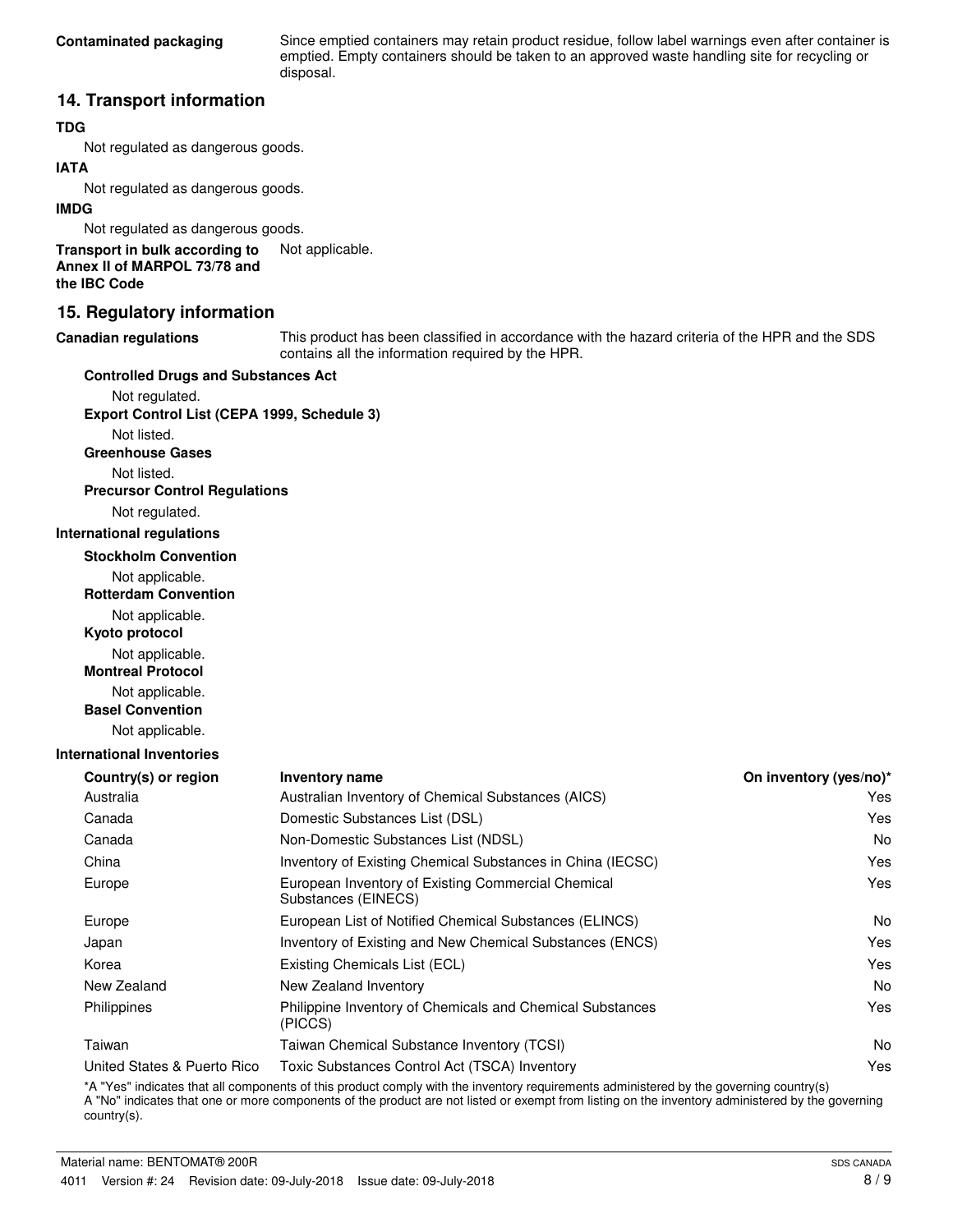**Contaminated packaging** Since emptied containers may retain product residue, follow label warnings even after container is emptied. Empty containers should be taken to an approved waste handling site for recycling or disposal.

## 14. Transport information

**TDG**

Not regulated as dangerous goods.

**IATA**

Not regulated as dangerous goods.

**IMDG**

Not regulated as dangerous goods.

**Transport in bulk according to Annex II of MARPOL 73/78 and the IBC Code** Not applicable.

## 15. Regulatory information

**Canadian regulations** This product has been classified in accordance with the hazard criteria of the HPR and the SDS contains all the information required by the HPR.

**Controlled Drugs and Substances Act**

Not regulated.

**Export Control List (CEPA 1999, Schedule 3)**

Not listed.

**Greenhouse Gases**

Not listed.

**Precursor Control Regulations**

Not regulated.

**International regulations**

**Stockholm Convention**

Not applicable.

**Rotterdam Convention**

Not applicable.

**Kyoto protocol**

Not applicable.

**Montreal Protocol**

Not applicable.

**Basel Convention**

Not applicable.

**International Inventories**

| Country(s) or region | Inventory name | On inventory (yes/no)* |
|---|---|---|
| Australia | Australian Inventory of Chemical Substances (AICS) | Yes |
| Canada | Domestic Substances List (DSL) | Yes |
| Canada | Non-Domestic Substances List (NDSL) | No |
| China | Inventory of Existing Chemical Substances in China (IECSC) | Yes |
| Europe | European Inventory of Existing Commercial Chemical Substances (EINECS) | Yes |
| Europe | European List of Notified Chemical Substances (ELINCS) | No |
| Japan | Inventory of Existing and New Chemical Substances (ENCS) | Yes |
| Korea | Existing Chemicals List (ECL) | Yes |
| New Zealand | New Zealand Inventory | No |
| Philippines | Philippine Inventory of Chemicals and Chemical Substances (PICCS) | Yes |
| Taiwan | Taiwan Chemical Substance Inventory (TCSI) | No |
| United States & Puerto Rico | Toxic Substances Control Act (TSCA) Inventory | Yes |

*A "Yes" indicates that all components of this product comply with the inventory requirements administered by the governing country(s)
A "No" indicates that one or more components of the product are not listed or exempt from listing on the inventory administered by the governing country(s).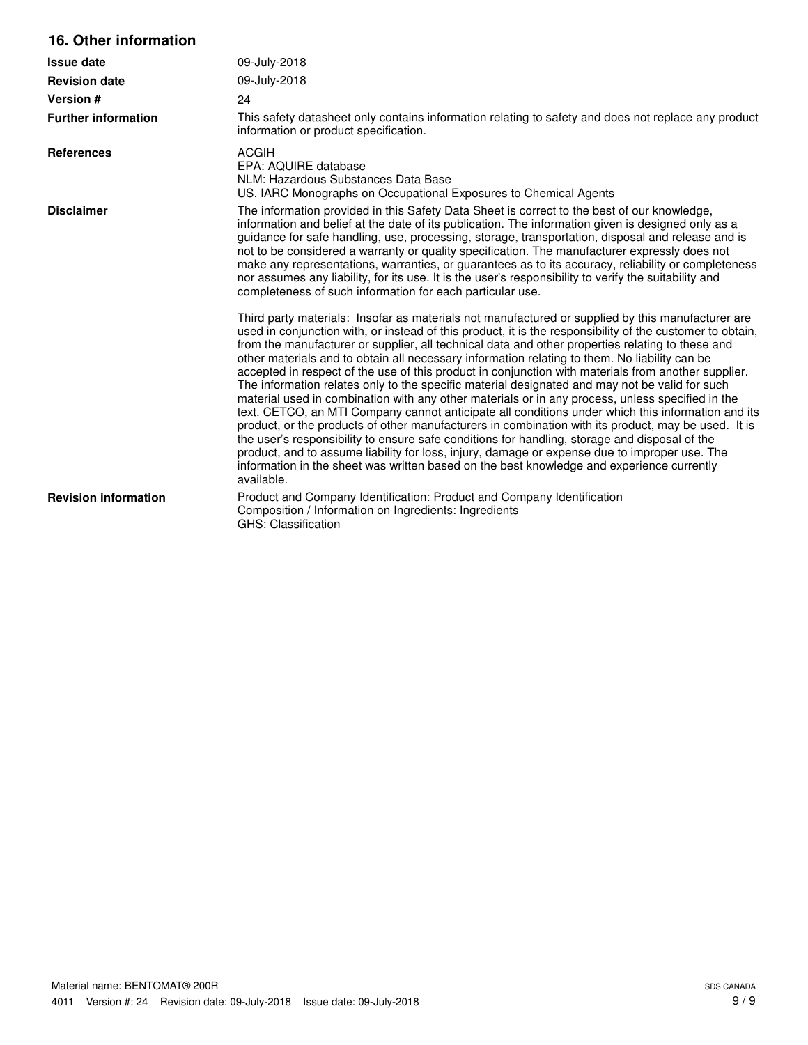## 16. Other information

| | |
|---|---|
| **Issue date** | 09-July-2018 |
| **Revision date** | 09-July-2018 |
| **Version #** | 24 |
| **Further information** | This safety datasheet only contains information relating to safety and does not replace any product information or product specification. |
| **References** | ACGIH<br>EPA: AQUIRE database<br>NLM: Hazardous Substances Data Base<br>US. IARC Monographs on Occupational Exposures to Chemical Agents |
| **Disclaimer** | The information provided in this Safety Data Sheet is correct to the best of our knowledge, information and belief at the date of its publication. The information given is designed only as a guidance for safe handling, use, processing, storage, transportation, disposal and release and is not to be considered a warranty or quality specification. The manufacturer expressly does not make any representations, warranties, or guarantees as to its accuracy, reliability or completeness nor assumes any liability, for its use. It is the user's responsibility to verify the suitability and completeness of such information for each particular use.<br><br>Third party materials: Insofar as materials not manufactured or supplied by this manufacturer are used in conjunction with, or instead of this product, it is the responsibility of the customer to obtain, from the manufacturer or supplier, all technical data and other properties relating to these and other materials and to obtain all necessary information relating to them. No liability can be accepted in respect of the use of this product in conjunction with materials from another supplier. The information relates only to the specific material designated and may not be valid for such material used in combination with any other materials or in any process, unless specified in the text. CETCO, an MTI Company cannot anticipate all conditions under which this information and its product, or the products of other manufacturers in combination with its product, may be used. It is the user's responsibility to ensure safe conditions for handling, storage and disposal of the product, and to assume liability for loss, injury, damage or expense due to improper use. The information in the sheet was written based on the best knowledge and experience currently available. |
| **Revision information** | Product and Company Identification: Product and Company Identification<br>Composition / Information on Ingredients: Ingredients<br>GHS: Classification |